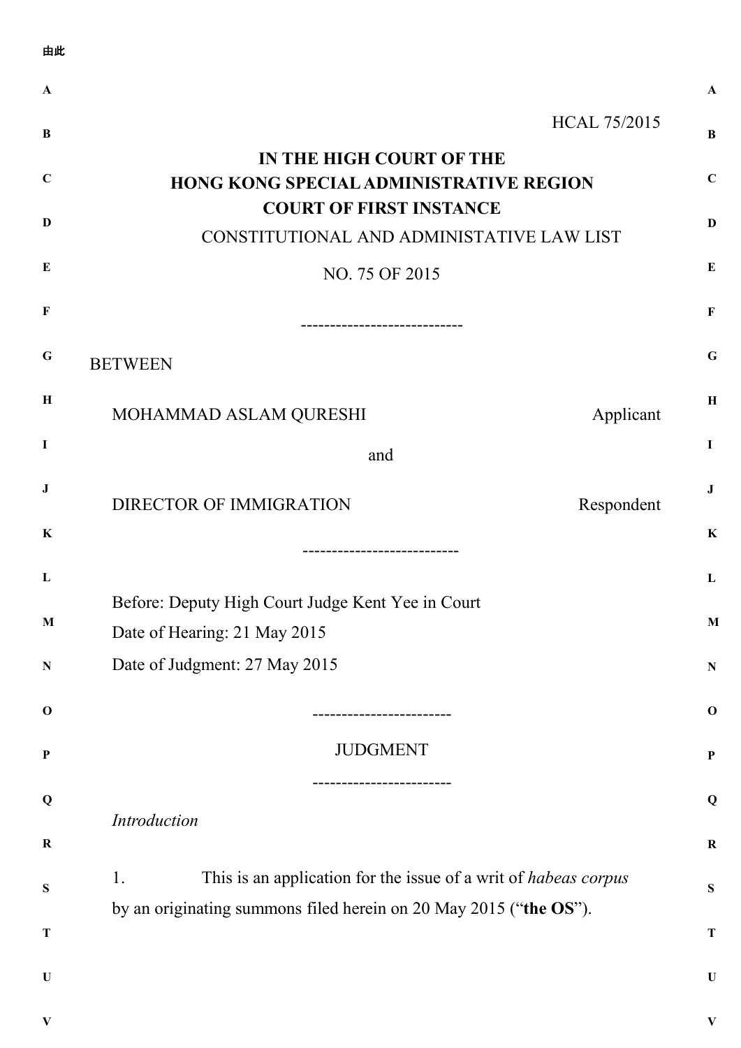HCAL 75/2015

**IN THE HIGH COURT OF THE**
**HONG KONG SPECIAL ADMINISTRATIVE REGION**
**COURT OF FIRST INSTANCE**

CONSTITUTIONAL AND ADMINISTATIVE LAW LIST

NO. 75 OF 2015

----------------------------

BETWEEN

MOHAMMAD ASLAM QURESHI — Applicant

and

DIRECTOR OF IMMIGRATION — Respondent

---------------------------

Before: Deputy High Court Judge Kent Yee in Court

Date of Hearing: 21 May 2015

Date of Judgment: 27 May 2015

-----------------------

JUDGMENT

-----------------------

*Introduction*

1. This is an application for the issue of a writ of *habeas corpus* by an originating summons filed herein on 20 May 2015 ("**the OS**").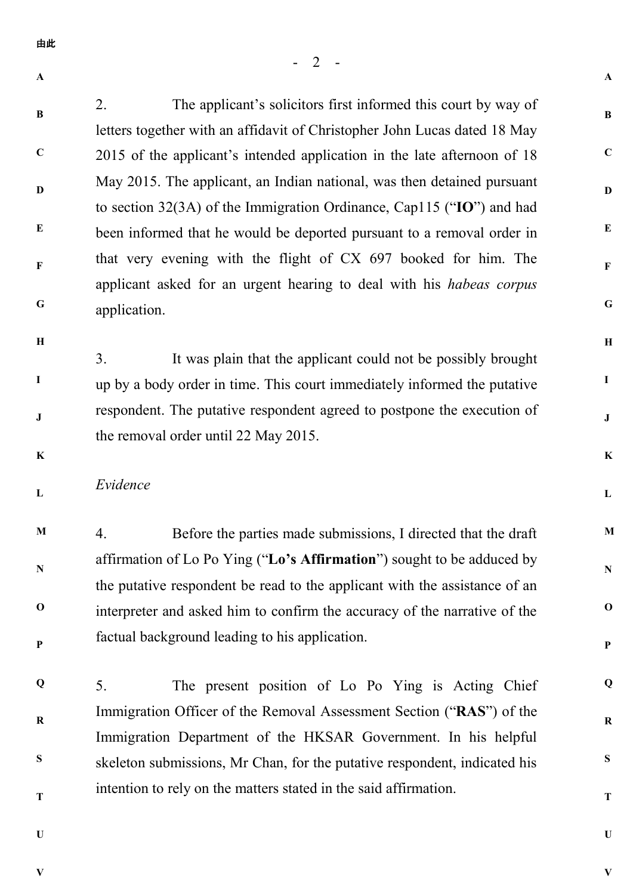2. The applicant's solicitors first informed this court by way of letters together with an affidavit of Christopher John Lucas dated 18 May 2015 of the applicant's intended application in the late afternoon of 18 May 2015. The applicant, an Indian national, was then detained pursuant to section 32(3A) of the Immigration Ordinance, Cap115 ("**IO**") and had been informed that he would be deported pursuant to a removal order in that very evening with the flight of CX 697 booked for him. The applicant asked for an urgent hearing to deal with his *habeas corpus* application.

3. It was plain that the applicant could not be possibly brought up by a body order in time. This court immediately informed the putative respondent. The putative respondent agreed to postpone the execution of the removal order until 22 May 2015.

*Evidence*

4. Before the parties made submissions, I directed that the draft affirmation of Lo Po Ying ("**Lo's Affirmation**") sought to be adduced by the putative respondent be read to the applicant with the assistance of an interpreter and asked him to confirm the accuracy of the narrative of the factual background leading to his application.

5. The present position of Lo Po Ying is Acting Chief Immigration Officer of the Removal Assessment Section ("**RAS**") of the Immigration Department of the HKSAR Government. In his helpful skeleton submissions, Mr Chan, for the putative respondent, indicated his intention to rely on the matters stated in the said affirmation.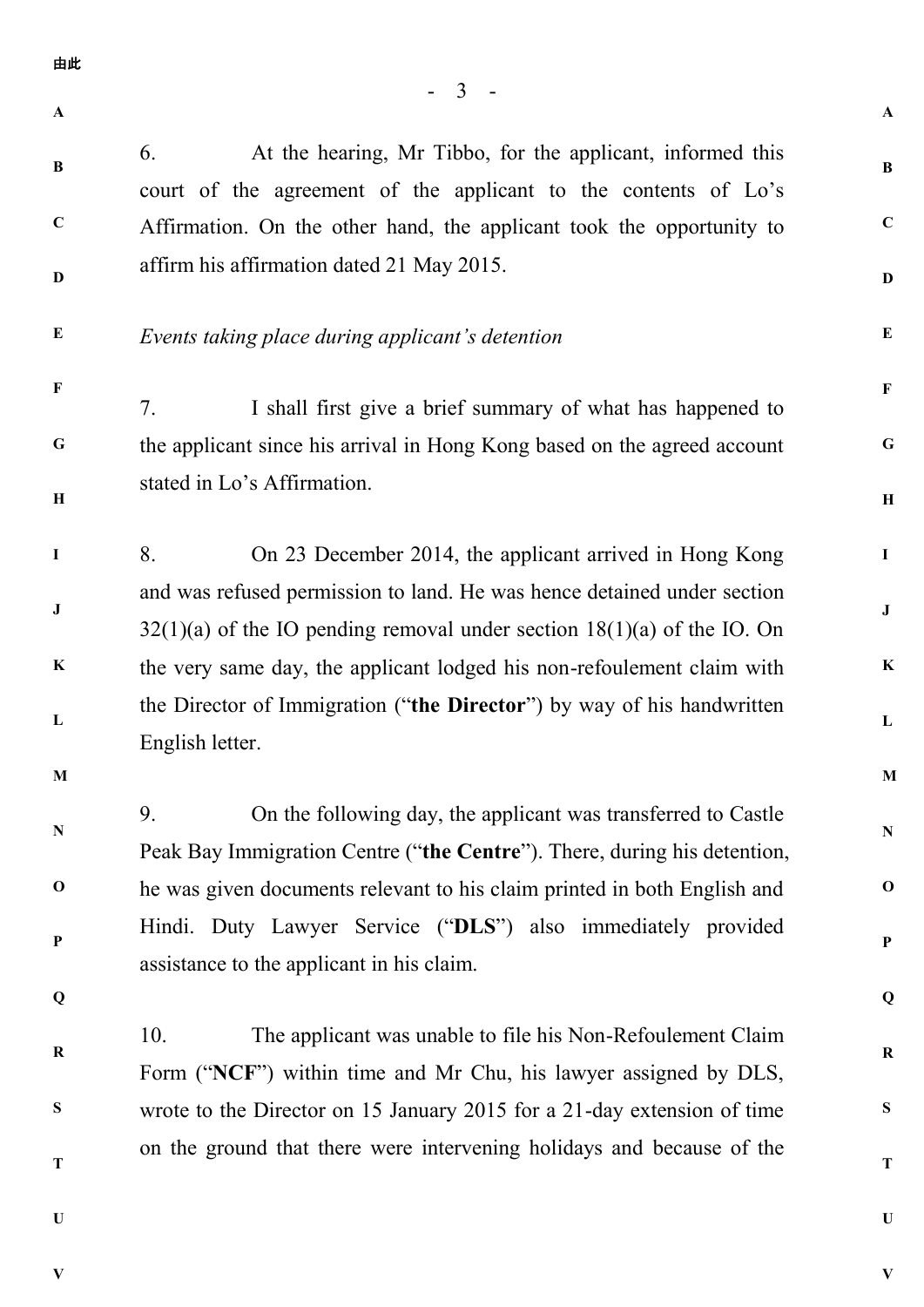6. At the hearing, Mr Tibbo, for the applicant, informed this court of the agreement of the applicant to the contents of Lo's Affirmation. On the other hand, the applicant took the opportunity to affirm his affirmation dated 21 May 2015.

*Events taking place during applicant's detention*

7. I shall first give a brief summary of what has happened to the applicant since his arrival in Hong Kong based on the agreed account stated in Lo's Affirmation.

8. On 23 December 2014, the applicant arrived in Hong Kong and was refused permission to land. He was hence detained under section 32(1)(a) of the IO pending removal under section 18(1)(a) of the IO. On the very same day, the applicant lodged his non-refoulement claim with the Director of Immigration ("**the Director**") by way of his handwritten English letter.

9. On the following day, the applicant was transferred to Castle Peak Bay Immigration Centre ("**the Centre**"). There, during his detention, he was given documents relevant to his claim printed in both English and Hindi. Duty Lawyer Service ("**DLS**") also immediately provided assistance to the applicant in his claim.

10. The applicant was unable to file his Non-Refoulement Claim Form ("**NCF**") within time and Mr Chu, his lawyer assigned by DLS, wrote to the Director on 15 January 2015 for a 21-day extension of time on the ground that there were intervening holidays and because of the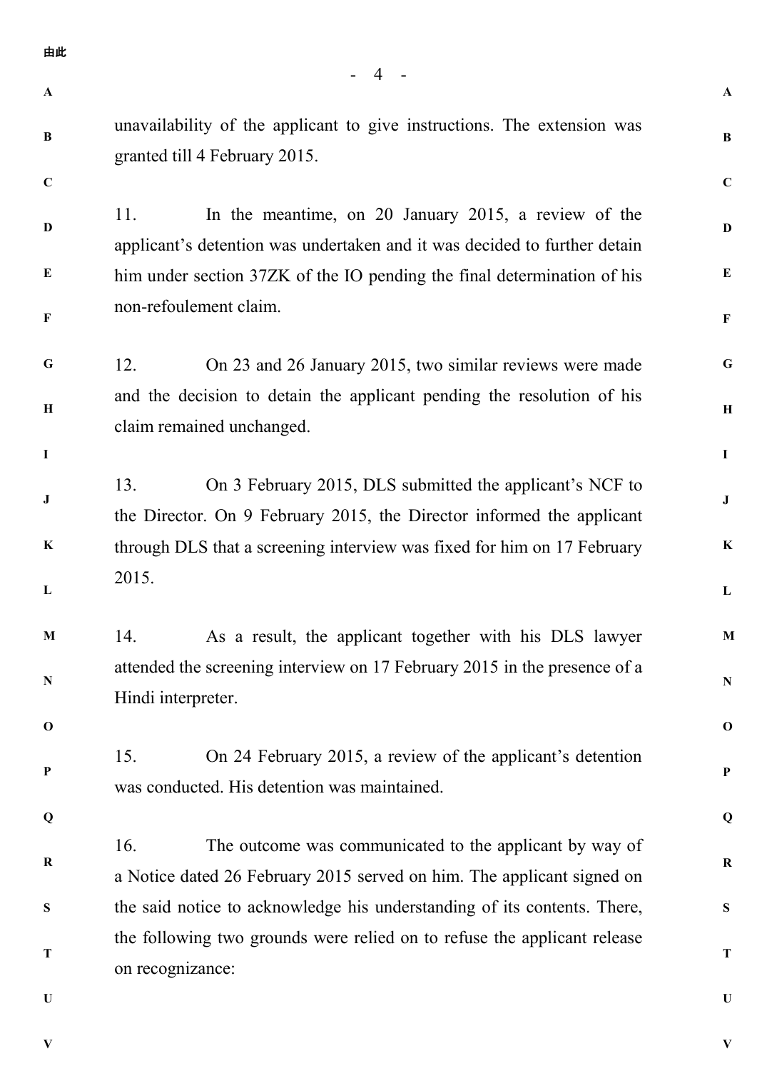unavailability of the applicant to give instructions. The extension was granted till 4 February 2015.

11. In the meantime, on 20 January 2015, a review of the applicant's detention was undertaken and it was decided to further detain him under section 37ZK of the IO pending the final determination of his non-refoulement claim.

12. On 23 and 26 January 2015, two similar reviews were made and the decision to detain the applicant pending the resolution of his claim remained unchanged.

13. On 3 February 2015, DLS submitted the applicant's NCF to the Director. On 9 February 2015, the Director informed the applicant through DLS that a screening interview was fixed for him on 17 February 2015.

14. As a result, the applicant together with his DLS lawyer attended the screening interview on 17 February 2015 in the presence of a Hindi interpreter.

15. On 24 February 2015, a review of the applicant's detention was conducted. His detention was maintained.

16. The outcome was communicated to the applicant by way of a Notice dated 26 February 2015 served on him. The applicant signed on the said notice to acknowledge his understanding of its contents. There, the following two grounds were relied on to refuse the applicant release on recognizance: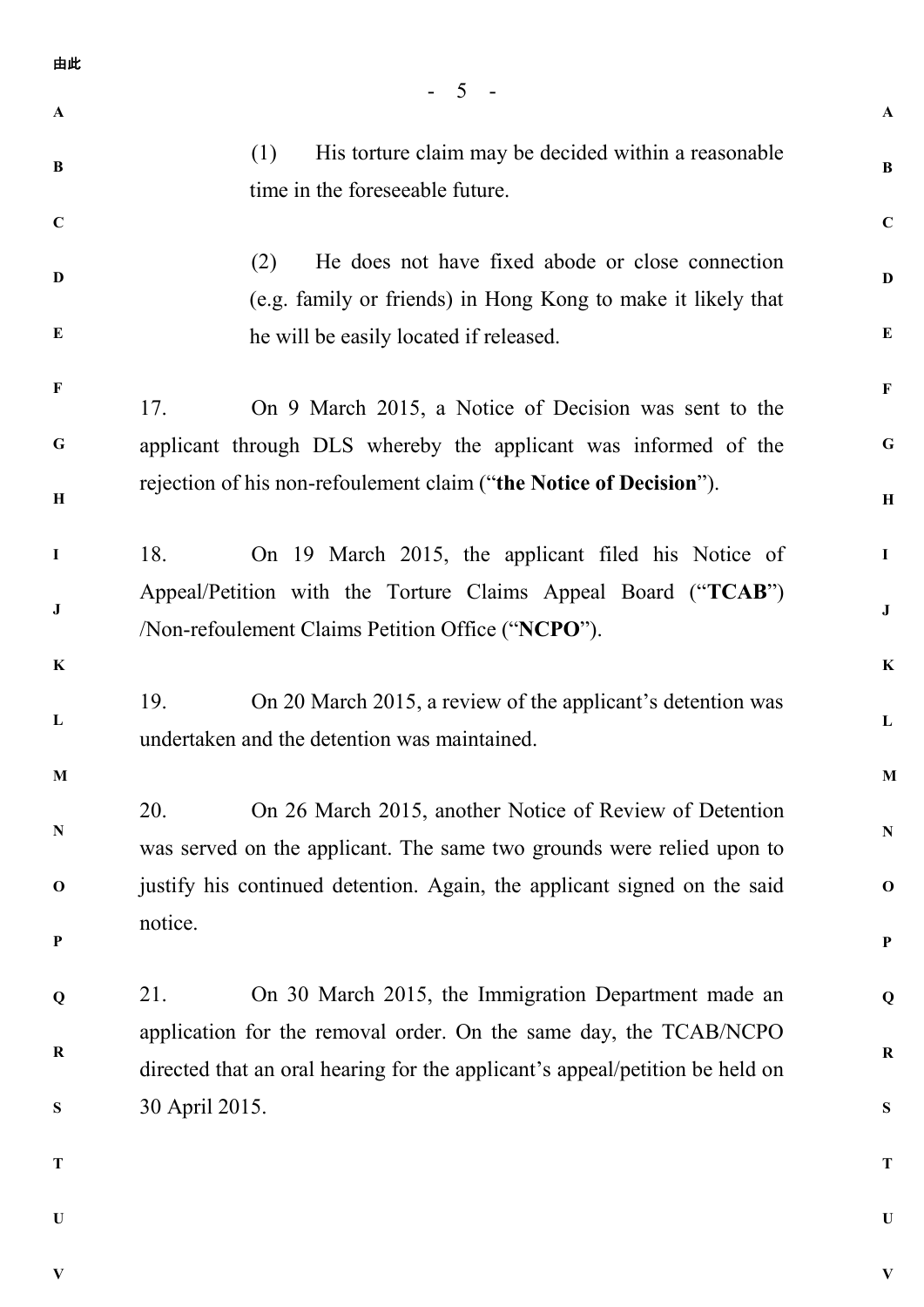(1) His torture claim may be decided within a reasonable time in the foreseeable future.

(2) He does not have fixed abode or close connection (e.g. family or friends) in Hong Kong to make it likely that he will be easily located if released.

17. On 9 March 2015, a Notice of Decision was sent to the applicant through DLS whereby the applicant was informed of the rejection of his non-refoulement claim ("**the Notice of Decision**").

18. On 19 March 2015, the applicant filed his Notice of Appeal/Petition with the Torture Claims Appeal Board ("**TCAB**") /Non-refoulement Claims Petition Office ("**NCPO**").

19. On 20 March 2015, a review of the applicant's detention was undertaken and the detention was maintained.

20. On 26 March 2015, another Notice of Review of Detention was served on the applicant. The same two grounds were relied upon to justify his continued detention. Again, the applicant signed on the said notice.

21. On 30 March 2015, the Immigration Department made an application for the removal order. On the same day, the TCAB/NCPO directed that an oral hearing for the applicant's appeal/petition be held on 30 April 2015.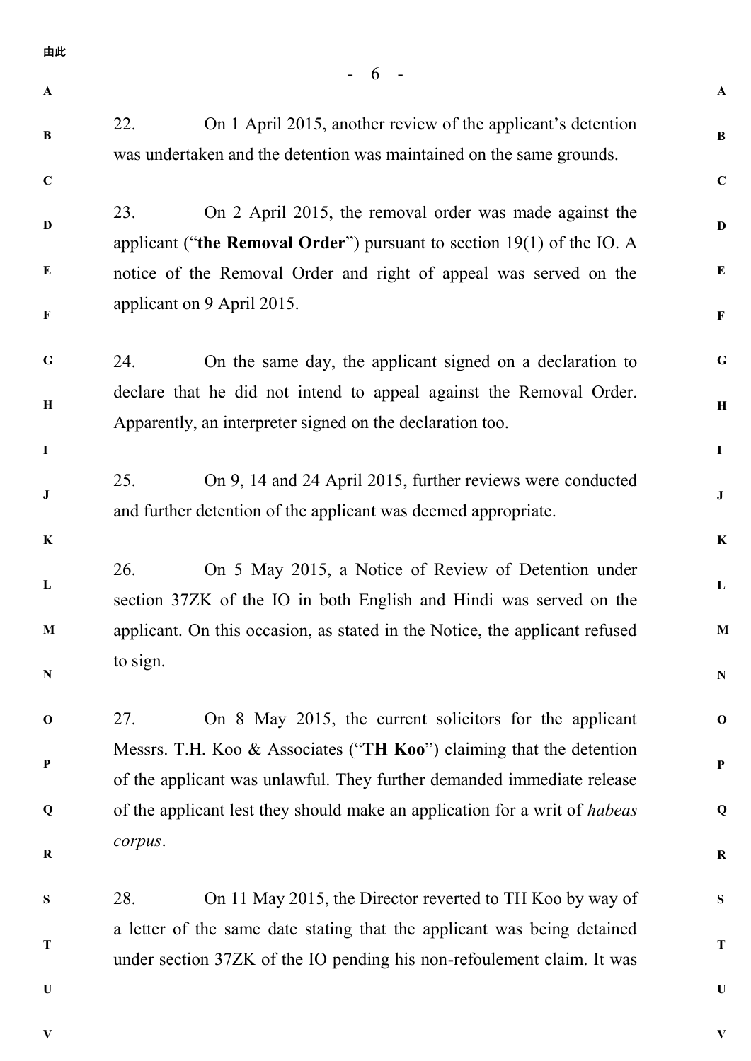22. On 1 April 2015, another review of the applicant's detention was undertaken and the detention was maintained on the same grounds.

23. On 2 April 2015, the removal order was made against the applicant ("**the Removal Order**") pursuant to section 19(1) of the IO. A notice of the Removal Order and right of appeal was served on the applicant on 9 April 2015.

24. On the same day, the applicant signed on a declaration to declare that he did not intend to appeal against the Removal Order. Apparently, an interpreter signed on the declaration too.

25. On 9, 14 and 24 April 2015, further reviews were conducted and further detention of the applicant was deemed appropriate.

26. On 5 May 2015, a Notice of Review of Detention under section 37ZK of the IO in both English and Hindi was served on the applicant. On this occasion, as stated in the Notice, the applicant refused to sign.

27. On 8 May 2015, the current solicitors for the applicant Messrs. T.H. Koo & Associates ("**TH Koo**") claiming that the detention of the applicant was unlawful. They further demanded immediate release of the applicant lest they should make an application for a writ of *habeas corpus*.

28. On 11 May 2015, the Director reverted to TH Koo by way of a letter of the same date stating that the applicant was being detained under section 37ZK of the IO pending his non-refoulement claim. It was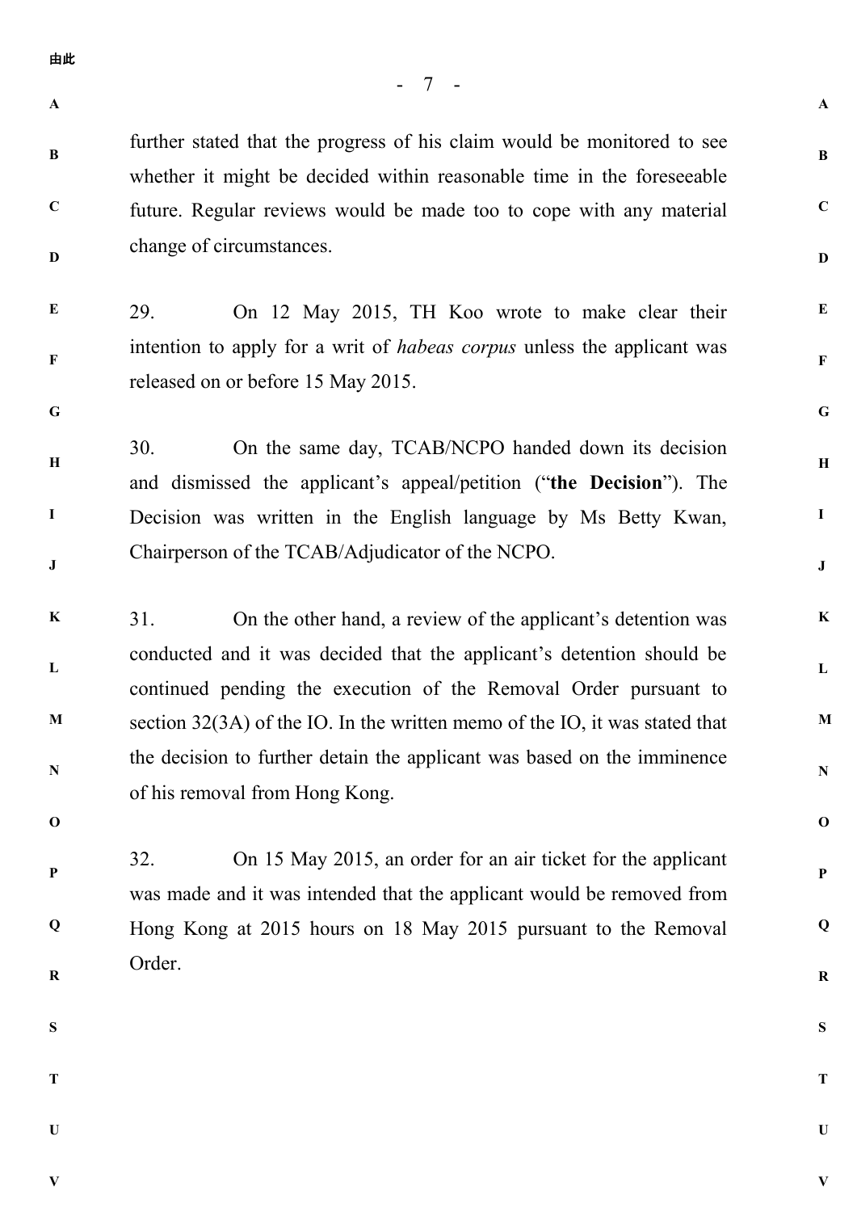further stated that the progress of his claim would be monitored to see whether it might be decided within reasonable time in the foreseeable future. Regular reviews would be made too to cope with any material change of circumstances.

29. On 12 May 2015, TH Koo wrote to make clear their intention to apply for a writ of *habeas corpus* unless the applicant was released on or before 15 May 2015.

30. On the same day, TCAB/NCPO handed down its decision and dismissed the applicant's appeal/petition ("**the Decision**"). The Decision was written in the English language by Ms Betty Kwan, Chairperson of the TCAB/Adjudicator of the NCPO.

31. On the other hand, a review of the applicant's detention was conducted and it was decided that the applicant's detention should be continued pending the execution of the Removal Order pursuant to section 32(3A) of the IO. In the written memo of the IO, it was stated that the decision to further detain the applicant was based on the imminence of his removal from Hong Kong.

32. On 15 May 2015, an order for an air ticket for the applicant was made and it was intended that the applicant would be removed from Hong Kong at 2015 hours on 18 May 2015 pursuant to the Removal Order.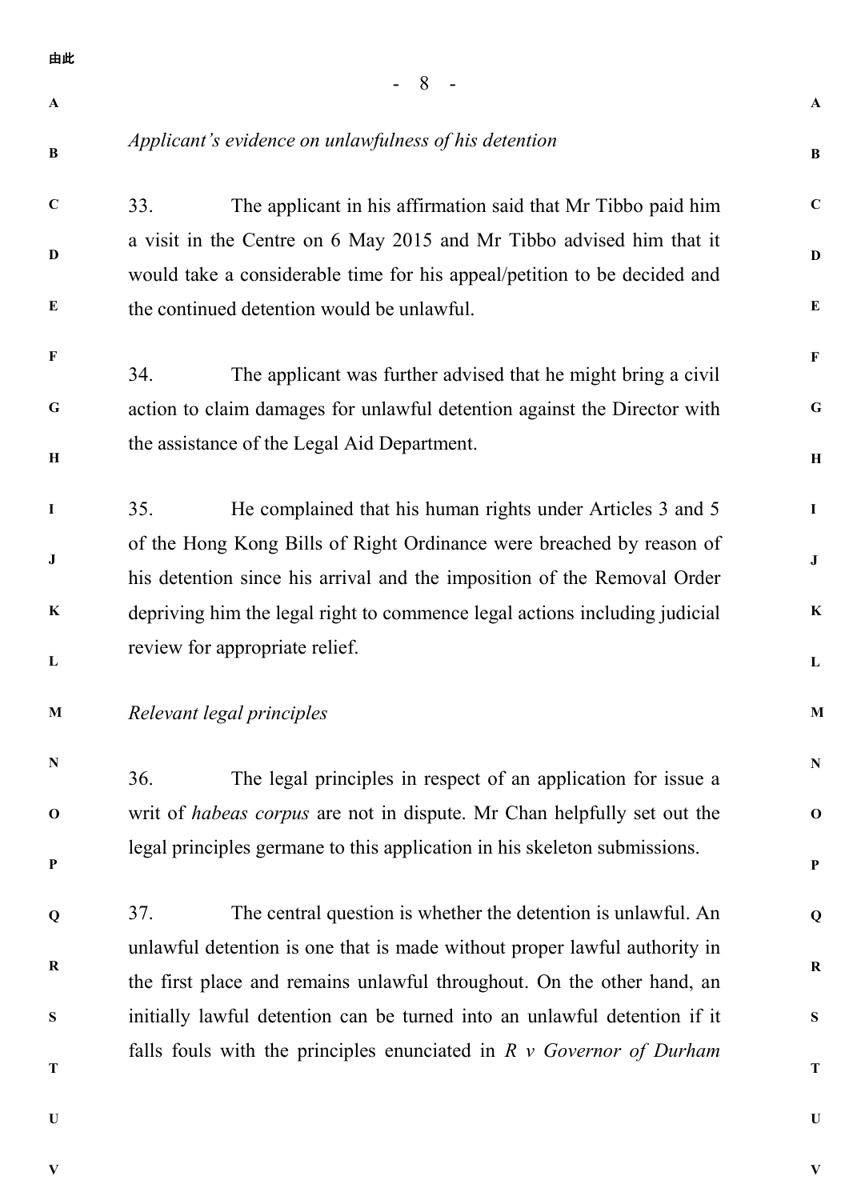*Applicant's evidence on unlawfulness of his detention*

33. The applicant in his affirmation said that Mr Tibbo paid him a visit in the Centre on 6 May 2015 and Mr Tibbo advised him that it would take a considerable time for his appeal/petition to be decided and the continued detention would be unlawful.

34. The applicant was further advised that he might bring a civil action to claim damages for unlawful detention against the Director with the assistance of the Legal Aid Department.

35. He complained that his human rights under Articles 3 and 5 of the Hong Kong Bills of Right Ordinance were breached by reason of his detention since his arrival and the imposition of the Removal Order depriving him the legal right to commence legal actions including judicial review for appropriate relief.

*Relevant legal principles*

36. The legal principles in respect of an application for issue a writ of *habeas corpus* are not in dispute. Mr Chan helpfully set out the legal principles germane to this application in his skeleton submissions.

37. The central question is whether the detention is unlawful. An unlawful detention is one that is made without proper lawful authority in the first place and remains unlawful throughout. On the other hand, an initially lawful detention can be turned into an unlawful detention if it falls fouls with the principles enunciated in *R v Governor of Durham*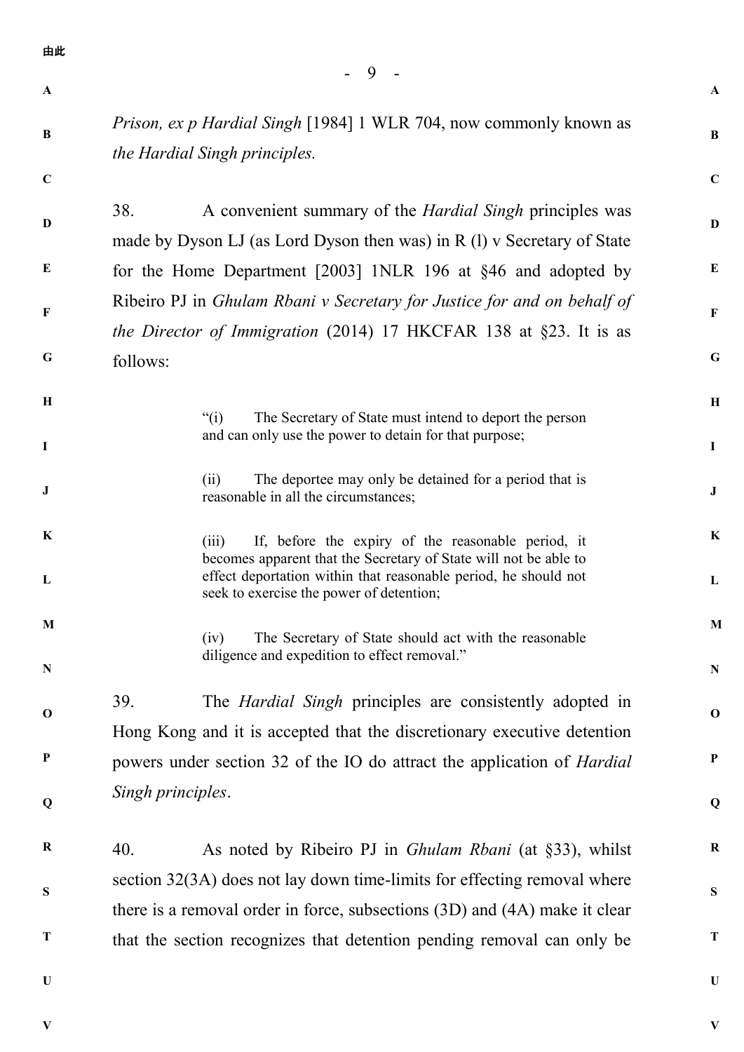*Prison, ex p Hardial Singh* [1984] 1 WLR 704, now commonly known as *the Hardial Singh principles.*

38. A convenient summary of the *Hardial Singh* principles was made by Dyson LJ (as Lord Dyson then was) in R (l) v Secretary of State for the Home Department [2003] 1NLR 196 at §46 and adopted by Ribeiro PJ in *Ghulam Rbani v Secretary for Justice for and on behalf of the Director of Immigration* (2014) 17 HKCFAR 138 at §23. It is as follows:

> "(i) The Secretary of State must intend to deport the person and can only use the power to detain for that purpose;
>
> (ii) The deportee may only be detained for a period that is reasonable in all the circumstances;
>
> (iii) If, before the expiry of the reasonable period, it becomes apparent that the Secretary of State will not be able to effect deportation within that reasonable period, he should not seek to exercise the power of detention;
>
> (iv) The Secretary of State should act with the reasonable diligence and expedition to effect removal."

39. The *Hardial Singh* principles are consistently adopted in Hong Kong and it is accepted that the discretionary executive detention powers under section 32 of the IO do attract the application of *Hardial Singh principles*.

40. As noted by Ribeiro PJ in *Ghulam Rbani* (at §33), whilst section 32(3A) does not lay down time-limits for effecting removal where there is a removal order in force, subsections (3D) and (4A) make it clear that the section recognizes that detention pending removal can only be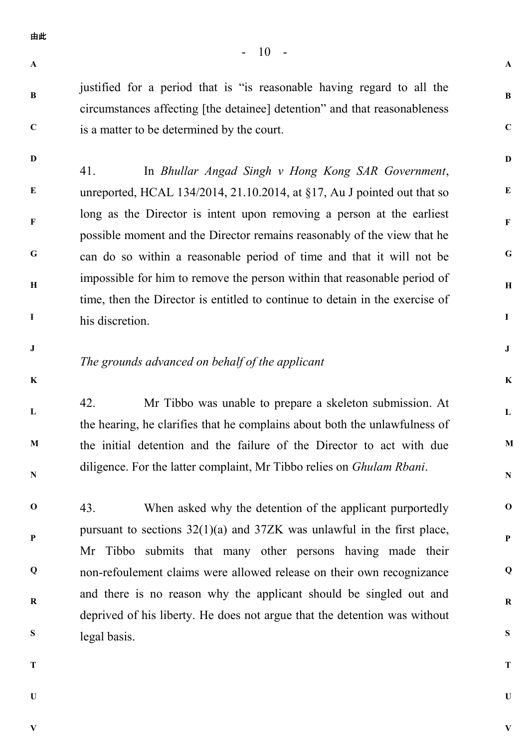justified for a period that is "is reasonable having regard to all the circumstances affecting [the detainee] detention" and that reasonableness is a matter to be determined by the court.

41. In *Bhullar Angad Singh v Hong Kong SAR Government*, unreported, HCAL 134/2014, 21.10.2014, at §17, Au J pointed out that so long as the Director is intent upon removing a person at the earliest possible moment and the Director remains reasonably of the view that he can do so within a reasonable period of time and that it will not be impossible for him to remove the person within that reasonable period of time, then the Director is entitled to continue to detain in the exercise of his discretion.

*The grounds advanced on behalf of the applicant*

42. Mr Tibbo was unable to prepare a skeleton submission. At the hearing, he clarifies that he complains about both the unlawfulness of the initial detention and the failure of the Director to act with due diligence. For the latter complaint, Mr Tibbo relies on *Ghulam Rbani*.

43. When asked why the detention of the applicant purportedly pursuant to sections 32(1)(a) and 37ZK was unlawful in the first place, Mr Tibbo submits that many other persons having made their non-refoulement claims were allowed release on their own recognizance and there is no reason why the applicant should be singled out and deprived of his liberty. He does not argue that the detention was without legal basis.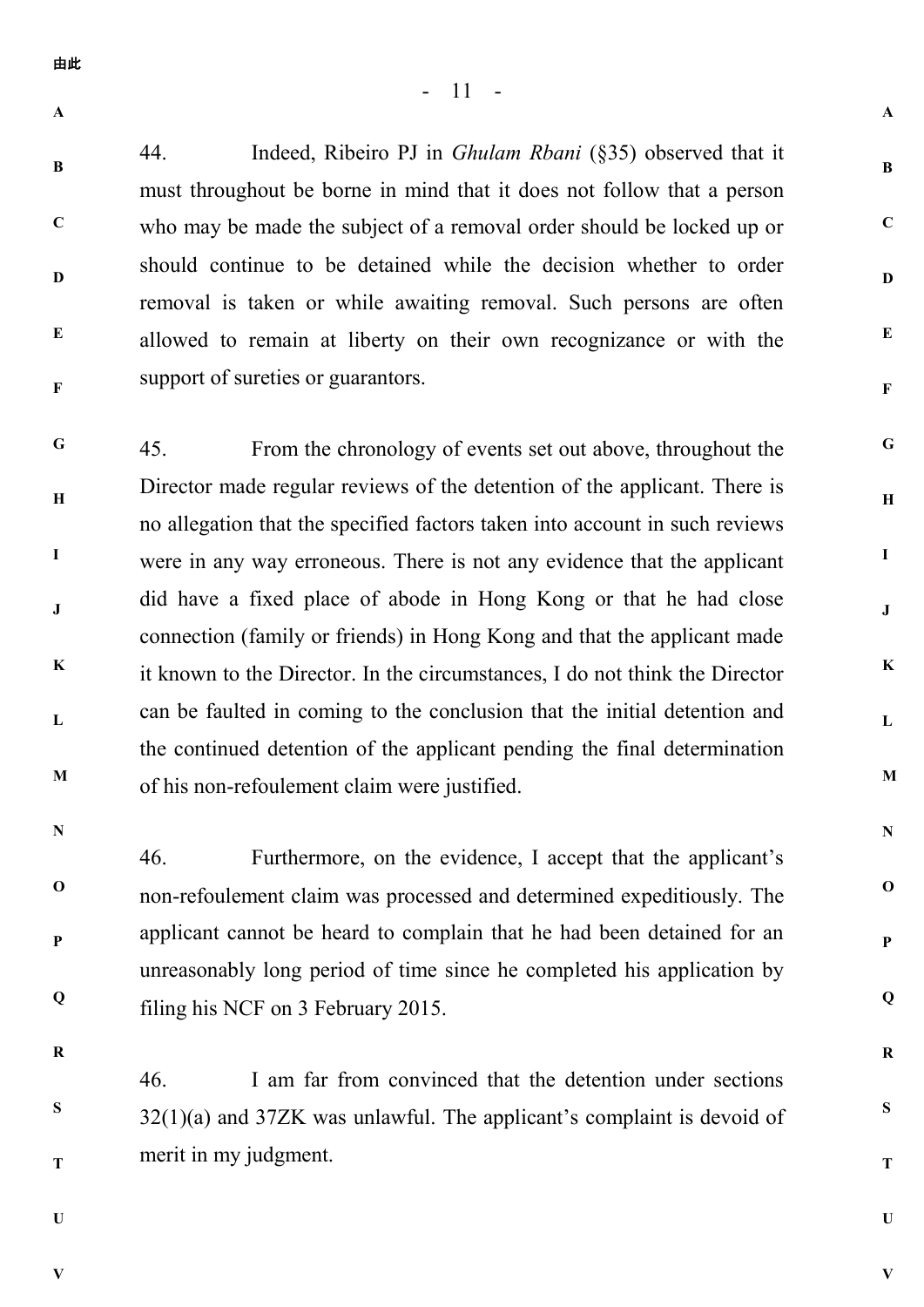44. Indeed, Ribeiro PJ in *Ghulam Rbani* (§35) observed that it must throughout be borne in mind that it does not follow that a person who may be made the subject of a removal order should be locked up or should continue to be detained while the decision whether to order removal is taken or while awaiting removal. Such persons are often allowed to remain at liberty on their own recognizance or with the support of sureties or guarantors.

45. From the chronology of events set out above, throughout the Director made regular reviews of the detention of the applicant. There is no allegation that the specified factors taken into account in such reviews were in any way erroneous. There is not any evidence that the applicant did have a fixed place of abode in Hong Kong or that he had close connection (family or friends) in Hong Kong and that the applicant made it known to the Director. In the circumstances, I do not think the Director can be faulted in coming to the conclusion that the initial detention and the continued detention of the applicant pending the final determination of his non-refoulement claim were justified.

46. Furthermore, on the evidence, I accept that the applicant's non-refoulement claim was processed and determined expeditiously. The applicant cannot be heard to complain that he had been detained for an unreasonably long period of time since he completed his application by filing his NCF on 3 February 2015.

46. I am far from convinced that the detention under sections 32(1)(a) and 37ZK was unlawful. The applicant's complaint is devoid of merit in my judgment.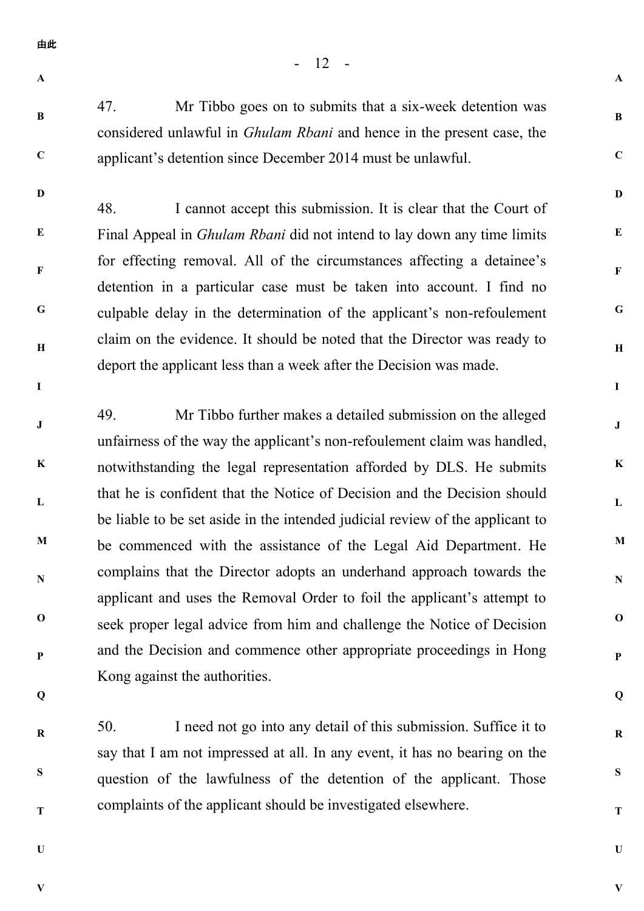47. Mr Tibbo goes on to submits that a six-week detention was considered unlawful in *Ghulam Rbani* and hence in the present case, the applicant's detention since December 2014 must be unlawful.

48. I cannot accept this submission. It is clear that the Court of Final Appeal in *Ghulam Rbani* did not intend to lay down any time limits for effecting removal. All of the circumstances affecting a detainee's detention in a particular case must be taken into account. I find no culpable delay in the determination of the applicant's non-refoulement claim on the evidence. It should be noted that the Director was ready to deport the applicant less than a week after the Decision was made.

49. Mr Tibbo further makes a detailed submission on the alleged unfairness of the way the applicant's non-refoulement claim was handled, notwithstanding the legal representation afforded by DLS. He submits that he is confident that the Notice of Decision and the Decision should be liable to be set aside in the intended judicial review of the applicant to be commenced with the assistance of the Legal Aid Department. He complains that the Director adopts an underhand approach towards the applicant and uses the Removal Order to foil the applicant's attempt to seek proper legal advice from him and challenge the Notice of Decision and the Decision and commence other appropriate proceedings in Hong Kong against the authorities.

50. I need not go into any detail of this submission. Suffice it to say that I am not impressed at all. In any event, it has no bearing on the question of the lawfulness of the detention of the applicant. Those complaints of the applicant should be investigated elsewhere.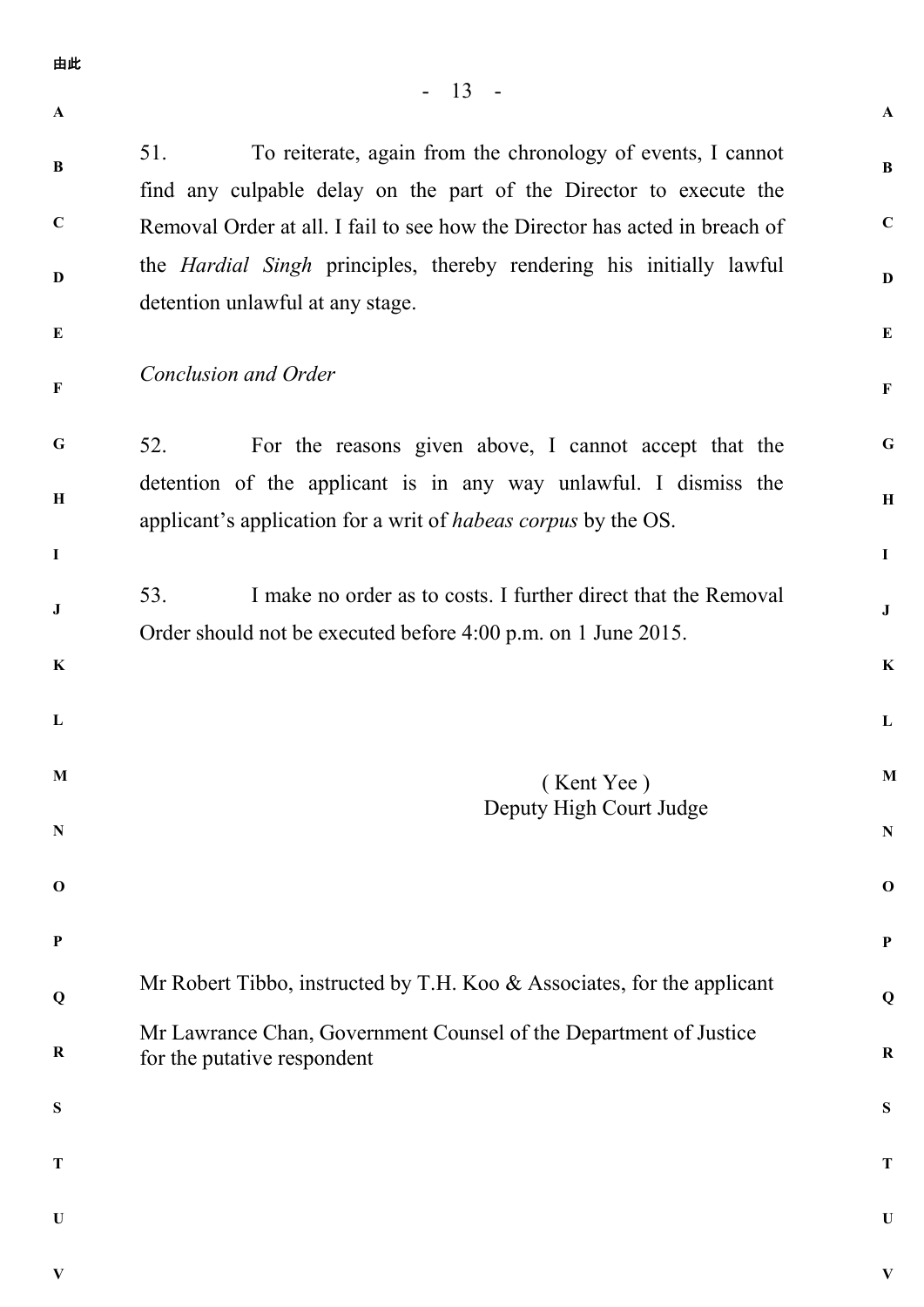51. To reiterate, again from the chronology of events, I cannot find any culpable delay on the part of the Director to execute the Removal Order at all. I fail to see how the Director has acted in breach of the *Hardial Singh* principles, thereby rendering his initially lawful detention unlawful at any stage.

*Conclusion and Order*

52. For the reasons given above, I cannot accept that the detention of the applicant is in any way unlawful. I dismiss the applicant's application for a writ of *habeas corpus* by the OS.

53. I make no order as to costs. I further direct that the Removal Order should not be executed before 4:00 p.m. on 1 June 2015.

( Kent Yee )
Deputy High Court Judge

Mr Robert Tibbo, instructed by T.H. Koo & Associates, for the applicant

Mr Lawrance Chan, Government Counsel of the Department of Justice for the putative respondent